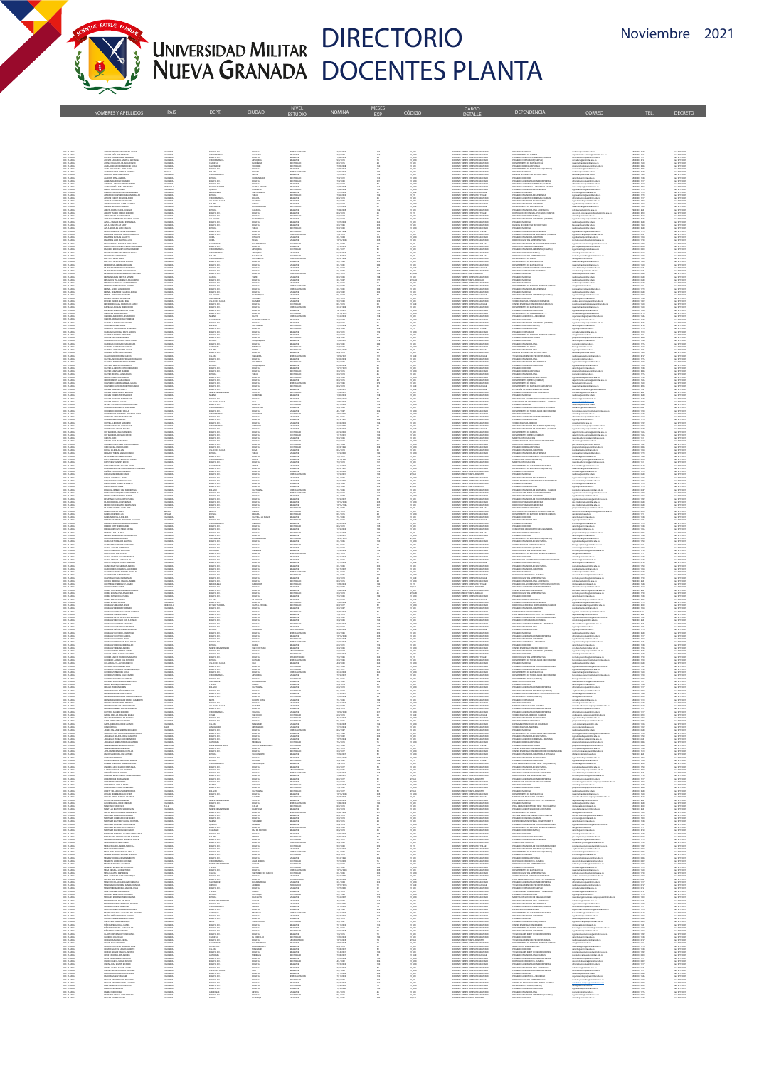# Universidad Militar Nueva Granada

# DIRECTORIO DOCENTES PLANTA

Noviembre 2021

| NOMBRES Y APELLIDOS | PAÍS | DEPT. | CIUDAD | NIVEL ESTUDIO | NÓMINA | MESES EXP | CÓDIGO | CARGO DETALLE | DEPENDENCIA | CORREO | TEL. | DECRETO |
|---|---|---|---|---|---|---|---|---|---|---|---|---|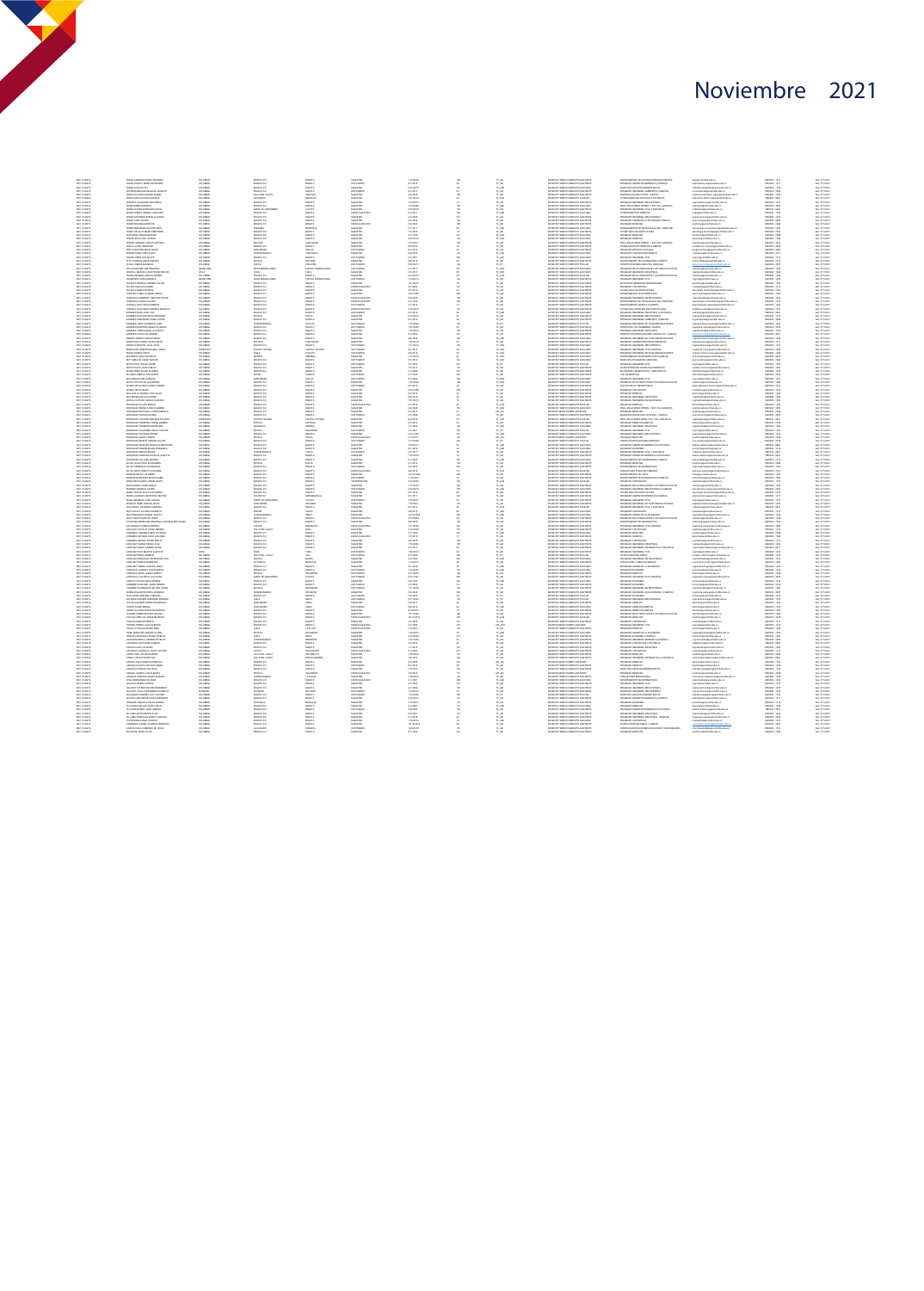# Noviembre 2021